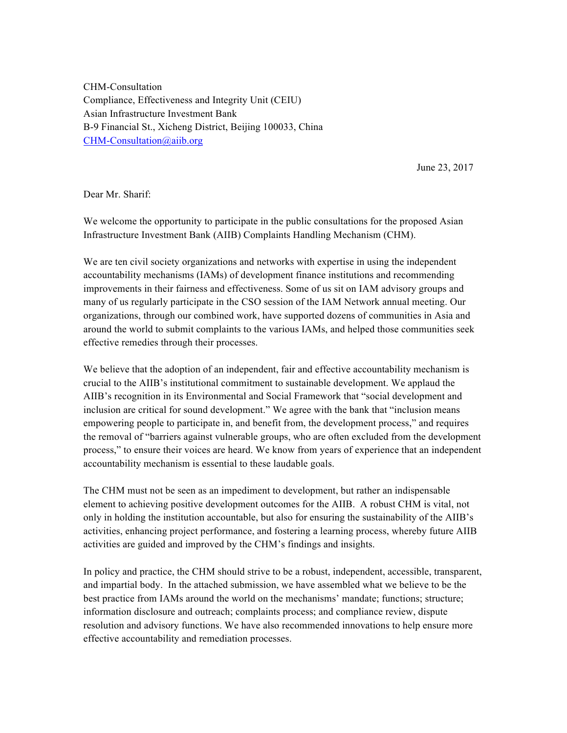CHM-Consultation
Compliance, Effectiveness and Integrity Unit (CEIU)
Asian Infrastructure Investment Bank
B-9 Financial St., Xicheng District, Beijing 100033, China
CHM-Consultation@aiib.org

June 23, 2017

Dear Mr. Sharif:

We welcome the opportunity to participate in the public consultations for the proposed Asian Infrastructure Investment Bank (AIIB) Complaints Handling Mechanism (CHM).

We are ten civil society organizations and networks with expertise in using the independent accountability mechanisms (IAMs) of development finance institutions and recommending improvements in their fairness and effectiveness. Some of us sit on IAM advisory groups and many of us regularly participate in the CSO session of the IAM Network annual meeting. Our organizations, through our combined work, have supported dozens of communities in Asia and around the world to submit complaints to the various IAMs, and helped those communities seek effective remedies through their processes.

We believe that the adoption of an independent, fair and effective accountability mechanism is crucial to the AIIB's institutional commitment to sustainable development. We applaud the AIIB's recognition in its Environmental and Social Framework that "social development and inclusion are critical for sound development." We agree with the bank that "inclusion means empowering people to participate in, and benefit from, the development process," and requires the removal of "barriers against vulnerable groups, who are often excluded from the development process," to ensure their voices are heard. We know from years of experience that an independent accountability mechanism is essential to these laudable goals.

The CHM must not be seen as an impediment to development, but rather an indispensable element to achieving positive development outcomes for the AIIB. A robust CHM is vital, not only in holding the institution accountable, but also for ensuring the sustainability of the AIIB's activities, enhancing project performance, and fostering a learning process, whereby future AIIB activities are guided and improved by the CHM's findings and insights.

In policy and practice, the CHM should strive to be a robust, independent, accessible, transparent, and impartial body. In the attached submission, we have assembled what we believe to be the best practice from IAMs around the world on the mechanisms' mandate; functions; structure; information disclosure and outreach; complaints process; and compliance review, dispute resolution and advisory functions. We have also recommended innovations to help ensure more effective accountability and remediation processes.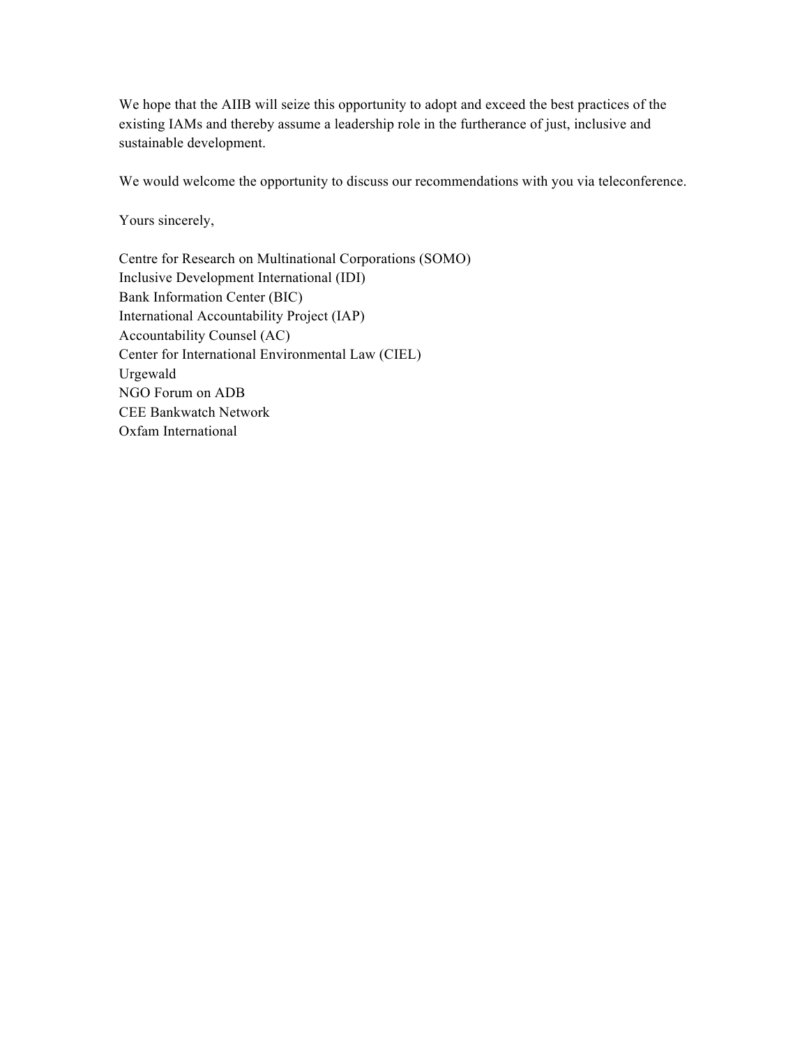We hope that the AIIB will seize this opportunity to adopt and exceed the best practices of the existing IAMs and thereby assume a leadership role in the furtherance of just, inclusive and sustainable development.

We would welcome the opportunity to discuss our recommendations with you via teleconference.

Yours sincerely,

Centre for Research on Multinational Corporations (SOMO)
Inclusive Development International (IDI)
Bank Information Center (BIC)
International Accountability Project (IAP)
Accountability Counsel (AC)
Center for International Environmental Law (CIEL)
Urgewald
NGO Forum on ADB
CEE Bankwatch Network
Oxfam International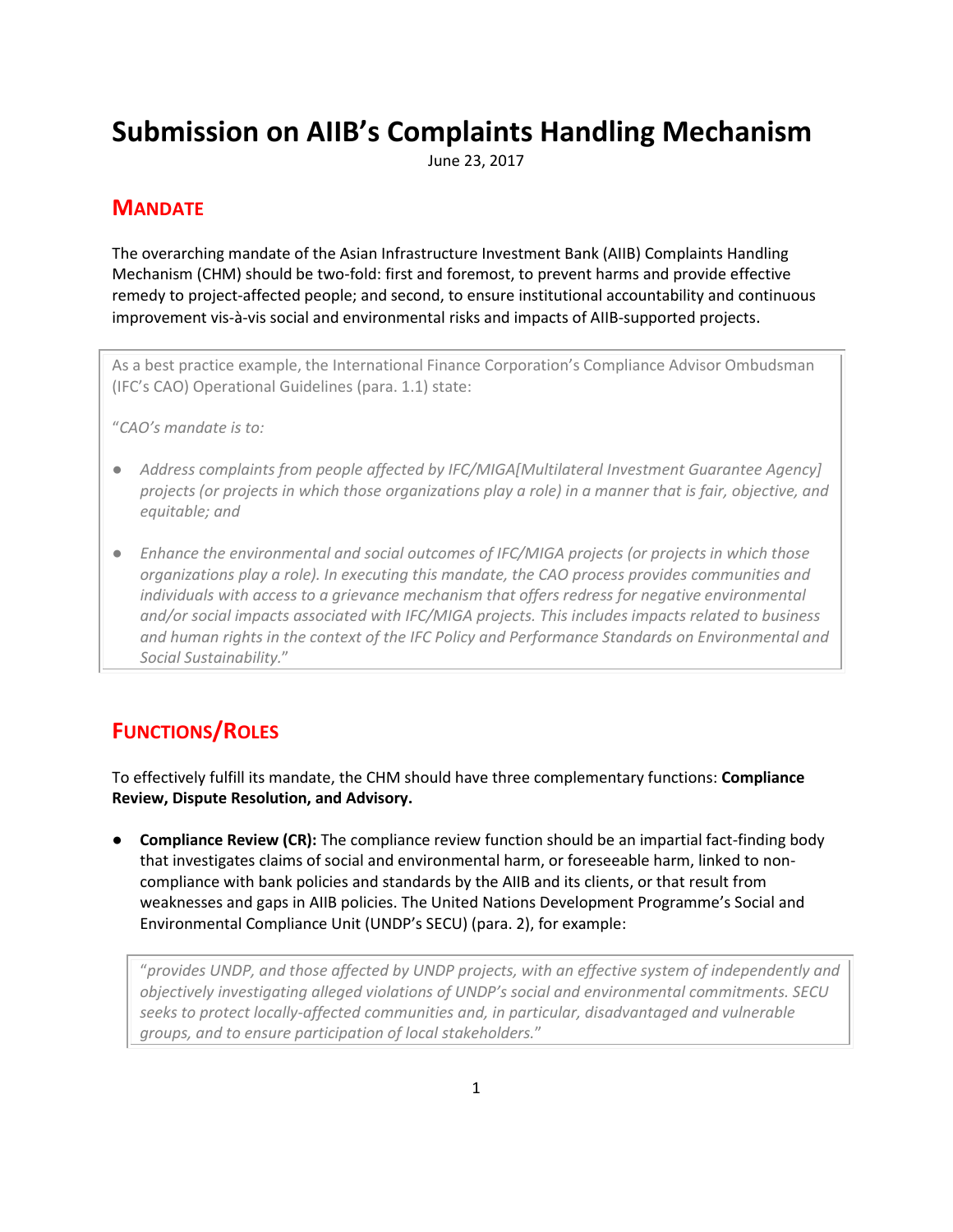# Submission on AIIB's Complaints Handling Mechanism

June 23, 2017

## MANDATE

The overarching mandate of the Asian Infrastructure Investment Bank (AIIB) Complaints Handling Mechanism (CHM) should be two-fold: first and foremost, to prevent harms and provide effective remedy to project-affected people; and second, to ensure institutional accountability and continuous improvement vis-à-vis social and environmental risks and impacts of AIIB-supported projects.

> As a best practice example, the International Finance Corporation's Compliance Advisor Ombudsman (IFC's CAO) Operational Guidelines (para. 1.1) state:
>
> "*CAO's mandate is to:*
>
> - *Address complaints from people affected by IFC/MIGA[Multilateral Investment Guarantee Agency] projects (or projects in which those organizations play a role) in a manner that is fair, objective, and equitable; and*
>
> - *Enhance the environmental and social outcomes of IFC/MIGA projects (or projects in which those organizations play a role). In executing this mandate, the CAO process provides communities and individuals with access to a grievance mechanism that offers redress for negative environmental and/or social impacts associated with IFC/MIGA projects. This includes impacts related to business and human rights in the context of the IFC Policy and Performance Standards on Environmental and Social Sustainability.*"

## FUNCTIONS/ROLES

To effectively fulfill its mandate, the CHM should have three complementary functions: **Compliance Review, Dispute Resolution, and Advisory.**

- **Compliance Review (CR):** The compliance review function should be an impartial fact-finding body that investigates claims of social and environmental harm, or foreseeable harm, linked to non-compliance with bank policies and standards by the AIIB and its clients, or that result from weaknesses and gaps in AIIB policies. The United Nations Development Programme's Social and Environmental Compliance Unit (UNDP's SECU) (para. 2), for example:

  > "*provides UNDP, and those affected by UNDP projects, with an effective system of independently and objectively investigating alleged violations of UNDP's social and environmental commitments. SECU seeks to protect locally-affected communities and, in particular, disadvantaged and vulnerable groups, and to ensure participation of local stakeholders.*"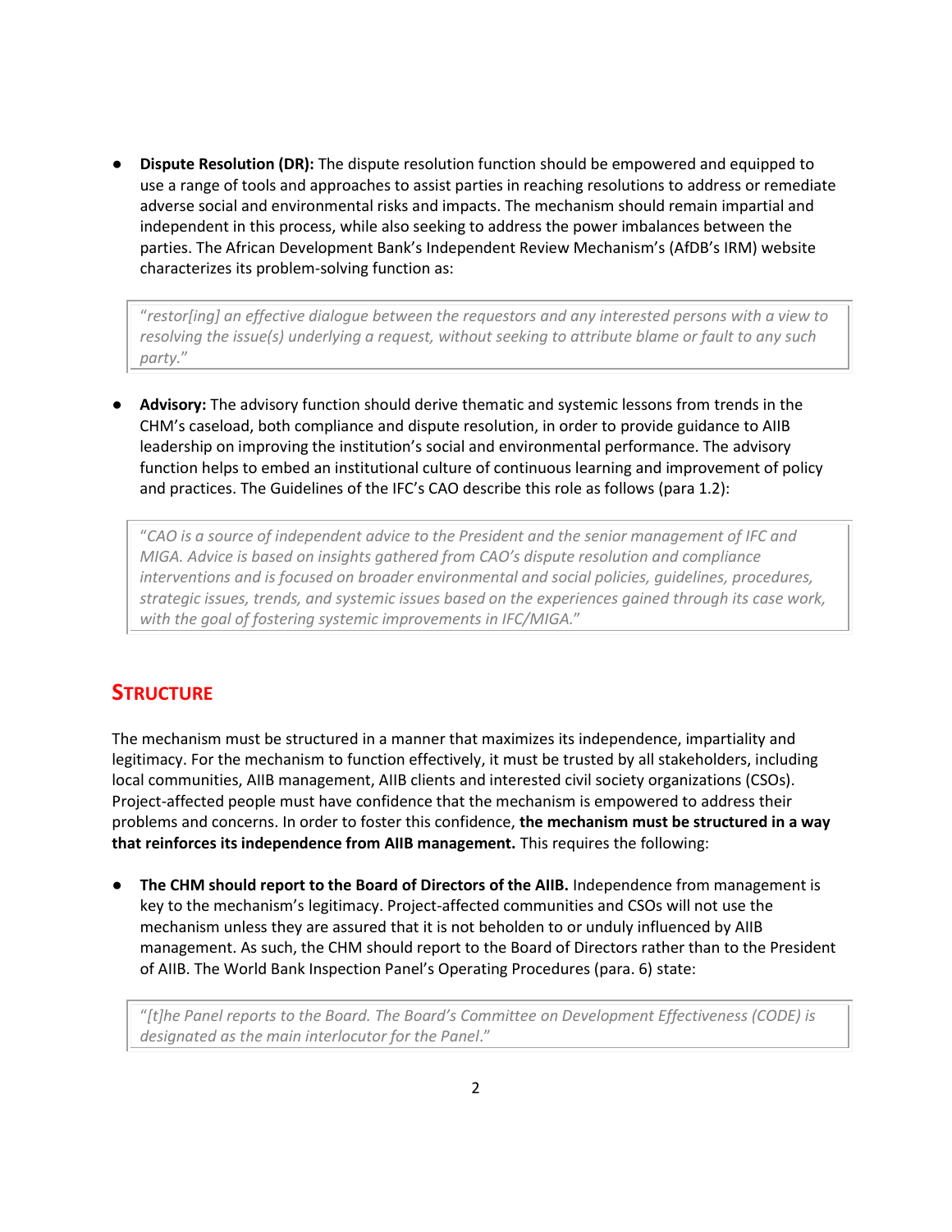- **Dispute Resolution (DR):** The dispute resolution function should be empowered and equipped to use a range of tools and approaches to assist parties in reaching resolutions to address or remediate adverse social and environmental risks and impacts. The mechanism should remain impartial and independent in this process, while also seeking to address the power imbalances between the parties. The African Development Bank's Independent Review Mechanism's (AfDB's IRM) website characterizes its problem-solving function as:

> *"restor[ing] an effective dialogue between the requestors and any interested persons with a view to resolving the issue(s) underlying a request, without seeking to attribute blame or fault to any such party."*

- **Advisory:** The advisory function should derive thematic and systemic lessons from trends in the CHM's caseload, both compliance and dispute resolution, in order to provide guidance to AIIB leadership on improving the institution's social and environmental performance. The advisory function helps to embed an institutional culture of continuous learning and improvement of policy and practices. The Guidelines of the IFC's CAO describe this role as follows (para 1.2):

> *"CAO is a source of independent advice to the President and the senior management of IFC and MIGA. Advice is based on insights gathered from CAO's dispute resolution and compliance interventions and is focused on broader environmental and social policies, guidelines, procedures, strategic issues, trends, and systemic issues based on the experiences gained through its case work, with the goal of fostering systemic improvements in IFC/MIGA."*

## STRUCTURE

The mechanism must be structured in a manner that maximizes its independence, impartiality and legitimacy. For the mechanism to function effectively, it must be trusted by all stakeholders, including local communities, AIIB management, AIIB clients and interested civil society organizations (CSOs). Project-affected people must have confidence that the mechanism is empowered to address their problems and concerns. In order to foster this confidence, **the mechanism must be structured in a way that reinforces its independence from AIIB management.** This requires the following:

- **The CHM should report to the Board of Directors of the AIIB.** Independence from management is key to the mechanism's legitimacy. Project-affected communities and CSOs will not use the mechanism unless they are assured that it is not beholden to or unduly influenced by AIIB management. As such, the CHM should report to the Board of Directors rather than to the President of AIIB. The World Bank Inspection Panel's Operating Procedures (para. 6) state:

> *"[t]he Panel reports to the Board. The Board's Committee on Development Effectiveness (CODE) is designated as the main interlocutor for the Panel."*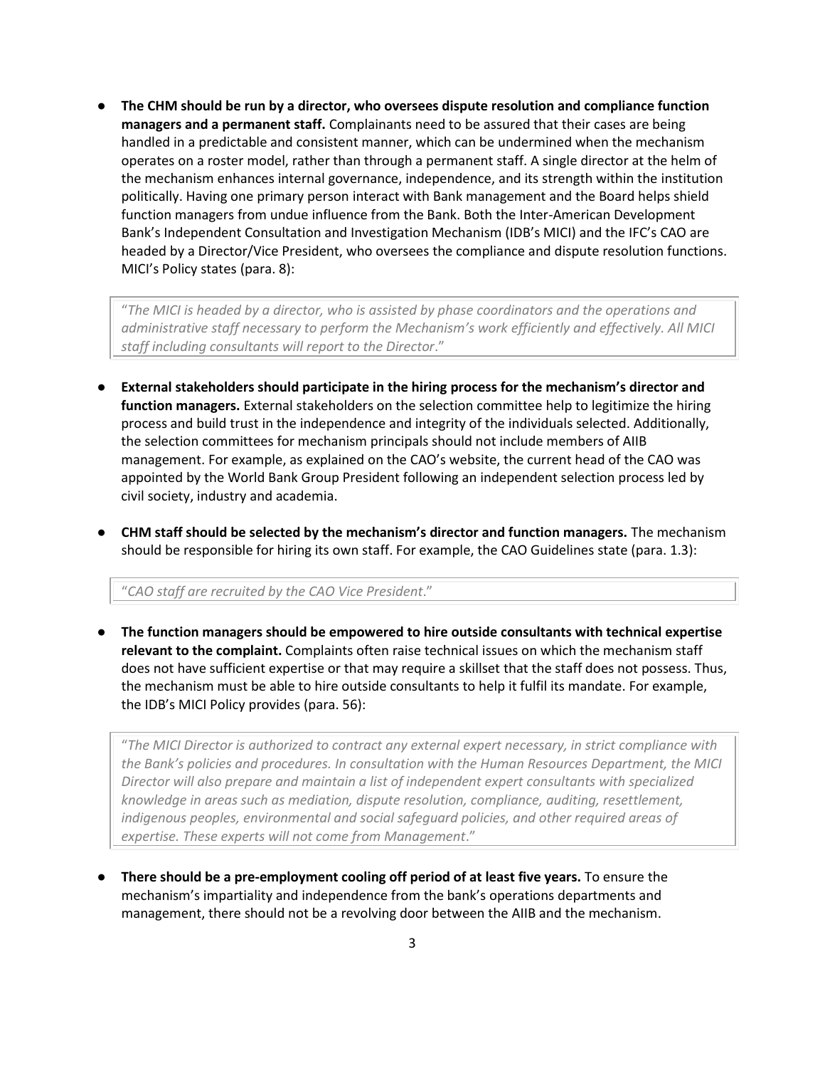- **The CHM should be run by a director, who oversees dispute resolution and compliance function managers and a permanent staff.** Complainants need to be assured that their cases are being handled in a predictable and consistent manner, which can be undermined when the mechanism operates on a roster model, rather than through a permanent staff. A single director at the helm of the mechanism enhances internal governance, independence, and its strength within the institution politically. Having one primary person interact with Bank management and the Board helps shield function managers from undue influence from the Bank. Both the Inter-American Development Bank's Independent Consultation and Investigation Mechanism (IDB's MICI) and the IFC's CAO are headed by a Director/Vice President, who oversees the compliance and dispute resolution functions. MICI's Policy states (para. 8):

> "*The MICI is headed by a director, who is assisted by phase coordinators and the operations and administrative staff necessary to perform the Mechanism's work efficiently and effectively. All MICI staff including consultants will report to the Director*."

- **External stakeholders should participate in the hiring process for the mechanism's director and function managers.** External stakeholders on the selection committee help to legitimize the hiring process and build trust in the independence and integrity of the individuals selected. Additionally, the selection committees for mechanism principals should not include members of AIIB management. For example, as explained on the CAO's website, the current head of the CAO was appointed by the World Bank Group President following an independent selection process led by civil society, industry and academia.

- **CHM staff should be selected by the mechanism's director and function managers.** The mechanism should be responsible for hiring its own staff. For example, the CAO Guidelines state (para. 1.3):

> "*CAO staff are recruited by the CAO Vice President*."

- **The function managers should be empowered to hire outside consultants with technical expertise relevant to the complaint.** Complaints often raise technical issues on which the mechanism staff does not have sufficient expertise or that may require a skillset that the staff does not possess. Thus, the mechanism must be able to hire outside consultants to help it fulfil its mandate. For example, the IDB's MICI Policy provides (para. 56):

> "*The MICI Director is authorized to contract any external expert necessary, in strict compliance with the Bank's policies and procedures. In consultation with the Human Resources Department, the MICI Director will also prepare and maintain a list of independent expert consultants with specialized knowledge in areas such as mediation, dispute resolution, compliance, auditing, resettlement, indigenous peoples, environmental and social safeguard policies, and other required areas of expertise. These experts will not come from Management*."

- **There should be a pre-employment cooling off period of at least five years.** To ensure the mechanism's impartiality and independence from the bank's operations departments and management, there should not be a revolving door between the AIIB and the mechanism.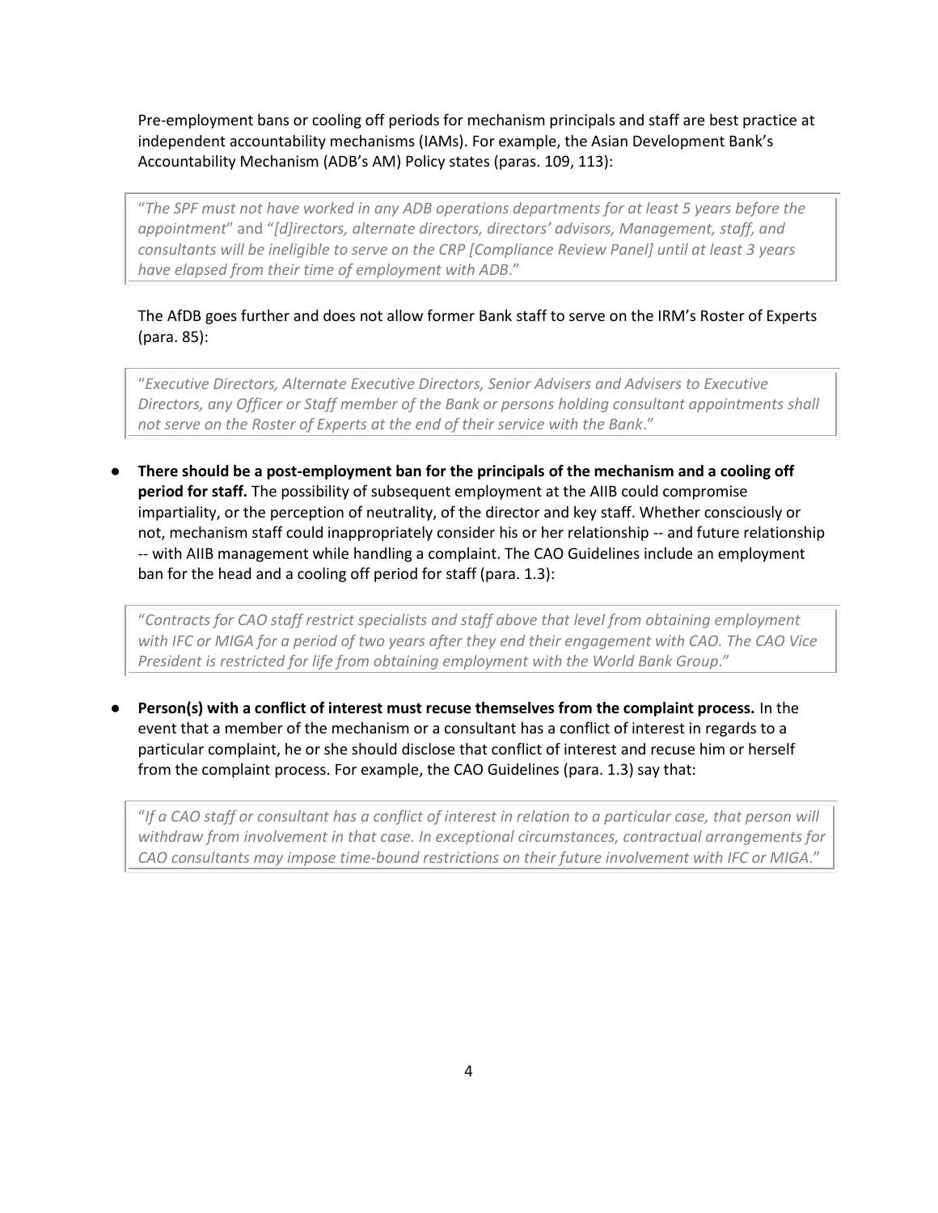Pre-employment bans or cooling off periods for mechanism principals and staff are best practice at independent accountability mechanisms (IAMs). For example, the Asian Development Bank's Accountability Mechanism (ADB's AM) Policy states (paras. 109, 113):

> "*The SPF must not have worked in any ADB operations departments for at least 5 years before the appointment*" and "*[d]irectors, alternate directors, directors' advisors, Management, staff, and consultants will be ineligible to serve on the CRP [Compliance Review Panel] until at least 3 years have elapsed from their time of employment with ADB*."

The AfDB goes further and does not allow former Bank staff to serve on the IRM's Roster of Experts (para. 85):

> "*Executive Directors, Alternate Executive Directors, Senior Advisers and Advisers to Executive Directors, any Officer or Staff member of the Bank or persons holding consultant appointments shall not serve on the Roster of Experts at the end of their service with the Bank*."

- **There should be a post-employment ban for the principals of the mechanism and a cooling off period for staff.** The possibility of subsequent employment at the AIIB could compromise impartiality, or the perception of neutrality, of the director and key staff. Whether consciously or not, mechanism staff could inappropriately consider his or her relationship -- and future relationship -- with AIIB management while handling a complaint. The CAO Guidelines include an employment ban for the head and a cooling off period for staff (para. 1.3):

> "*Contracts for CAO staff restrict specialists and staff above that level from obtaining employment with IFC or MIGA for a period of two years after they end their engagement with CAO. The CAO Vice President is restricted for life from obtaining employment with the World Bank Group*."

- **Person(s) with a conflict of interest must recuse themselves from the complaint process.** In the event that a member of the mechanism or a consultant has a conflict of interest in regards to a particular complaint, he or she should disclose that conflict of interest and recuse him or herself from the complaint process. For example, the CAO Guidelines (para. 1.3) say that:

> "*If a CAO staff or consultant has a conflict of interest in relation to a particular case, that person will withdraw from involvement in that case. In exceptional circumstances, contractual arrangements for CAO consultants may impose time-bound restrictions on their future involvement with IFC or MIGA*."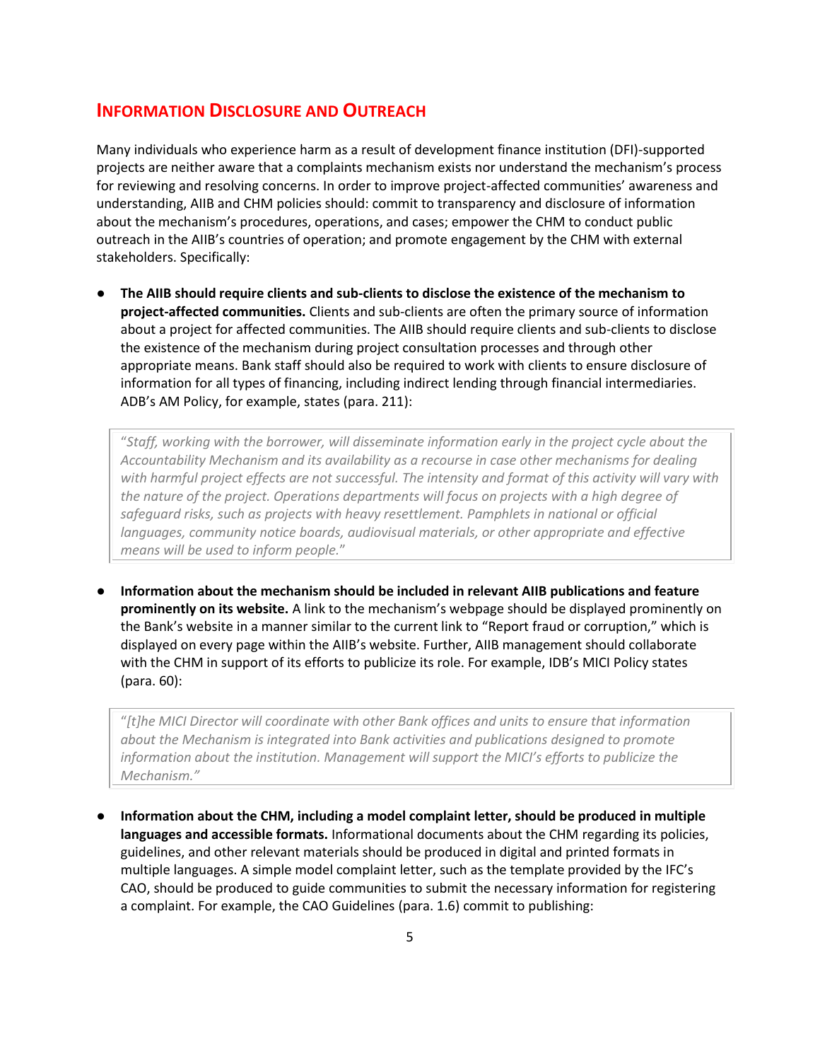## Information Disclosure and Outreach

Many individuals who experience harm as a result of development finance institution (DFI)-supported projects are neither aware that a complaints mechanism exists nor understand the mechanism's process for reviewing and resolving concerns. In order to improve project-affected communities' awareness and understanding, AIIB and CHM policies should: commit to transparency and disclosure of information about the mechanism's procedures, operations, and cases; empower the CHM to conduct public outreach in the AIIB's countries of operation; and promote engagement by the CHM with external stakeholders. Specifically:

- **The AIIB should require clients and sub-clients to disclose the existence of the mechanism to project-affected communities.** Clients and sub-clients are often the primary source of information about a project for affected communities. The AIIB should require clients and sub-clients to disclose the existence of the mechanism during project consultation processes and through other appropriate means. Bank staff should also be required to work with clients to ensure disclosure of information for all types of financing, including indirect lending through financial intermediaries. ADB's AM Policy, for example, states (para. 211):

  > "*Staff, working with the borrower, will disseminate information early in the project cycle about the Accountability Mechanism and its availability as a recourse in case other mechanisms for dealing with harmful project effects are not successful. The intensity and format of this activity will vary with the nature of the project. Operations departments will focus on projects with a high degree of safeguard risks, such as projects with heavy resettlement. Pamphlets in national or official languages, community notice boards, audiovisual materials, or other appropriate and effective means will be used to inform people.*"

- **Information about the mechanism should be included in relevant AIIB publications and feature prominently on its website.** A link to the mechanism's webpage should be displayed prominently on the Bank's website in a manner similar to the current link to "Report fraud or corruption," which is displayed on every page within the AIIB's website. Further, AIIB management should collaborate with the CHM in support of its efforts to publicize its role. For example, IDB's MICI Policy states (para. 60):

  > "*[t]he MICI Director will coordinate with other Bank offices and units to ensure that information about the Mechanism is integrated into Bank activities and publications designed to promote information about the institution. Management will support the MICI's efforts to publicize the Mechanism.*"

- **Information about the CHM, including a model complaint letter, should be produced in multiple languages and accessible formats.** Informational documents about the CHM regarding its policies, guidelines, and other relevant materials should be produced in digital and printed formats in multiple languages. A simple model complaint letter, such as the template provided by the IFC's CAO, should be produced to guide communities to submit the necessary information for registering a complaint. For example, the CAO Guidelines (para. 1.6) commit to publishing: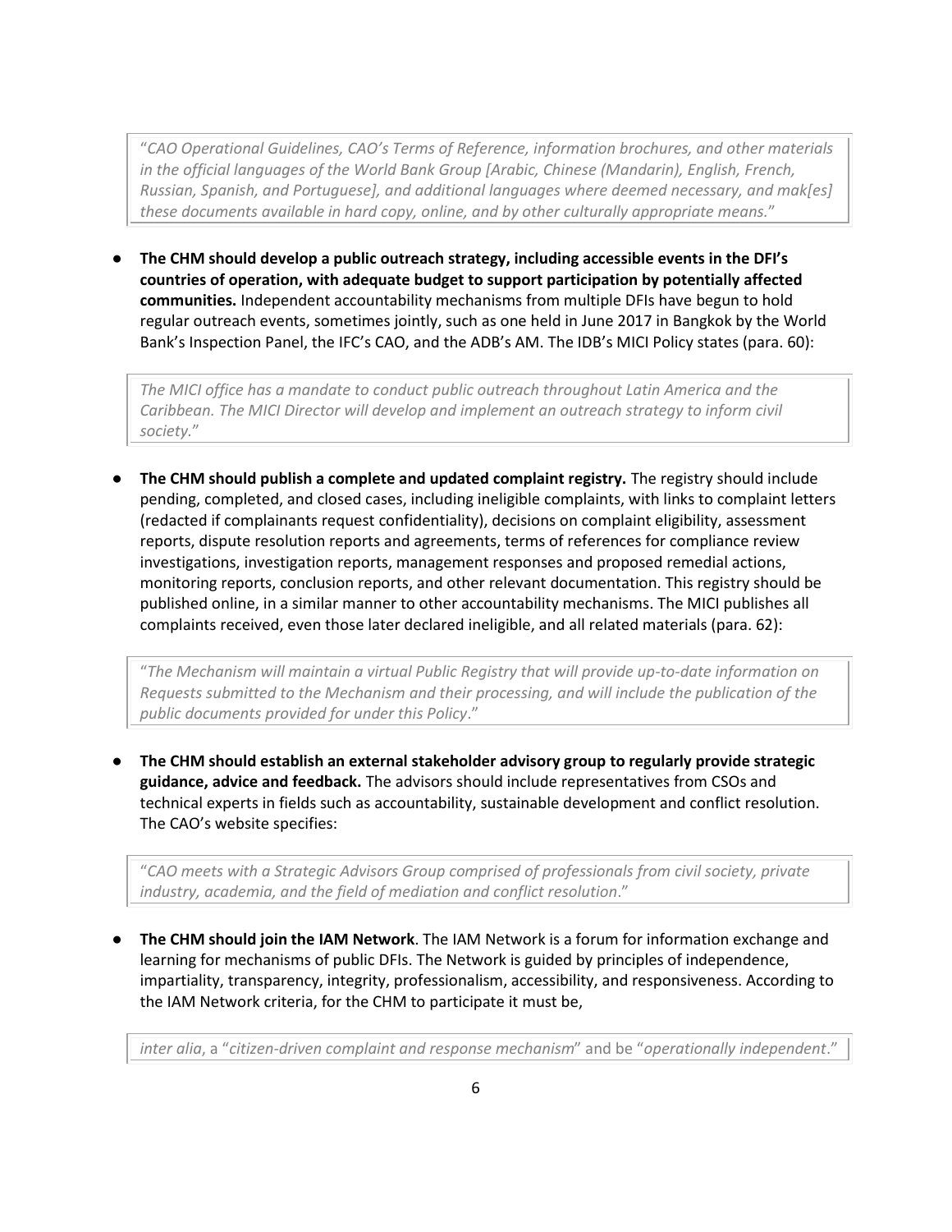> "*CAO Operational Guidelines, CAO's Terms of Reference, information brochures, and other materials in the official languages of the World Bank Group [Arabic, Chinese (Mandarin), English, French, Russian, Spanish, and Portuguese], and additional languages where deemed necessary, and mak[es] these documents available in hard copy, online, and by other culturally appropriate means.*"

- **The CHM should develop a public outreach strategy, including accessible events in the DFI's countries of operation, with adequate budget to support participation by potentially affected communities.** Independent accountability mechanisms from multiple DFIs have begun to hold regular outreach events, sometimes jointly, such as one held in June 2017 in Bangkok by the World Bank's Inspection Panel, the IFC's CAO, and the ADB's AM. The IDB's MICI Policy states (para. 60):

> *The MICI office has a mandate to conduct public outreach throughout Latin America and the Caribbean. The MICI Director will develop and implement an outreach strategy to inform civil society.*"

- **The CHM should publish a complete and updated complaint registry.** The registry should include pending, completed, and closed cases, including ineligible complaints, with links to complaint letters (redacted if complainants request confidentiality), decisions on complaint eligibility, assessment reports, dispute resolution reports and agreements, terms of references for compliance review investigations, investigation reports, management responses and proposed remedial actions, monitoring reports, conclusion reports, and other relevant documentation. This registry should be published online, in a similar manner to other accountability mechanisms. The MICI publishes all complaints received, even those later declared ineligible, and all related materials (para. 62):

> "*The Mechanism will maintain a virtual Public Registry that will provide up-to-date information on Requests submitted to the Mechanism and their processing, and will include the publication of the public documents provided for under this Policy*."

- **The CHM should establish an external stakeholder advisory group to regularly provide strategic guidance, advice and feedback.** The advisors should include representatives from CSOs and technical experts in fields such as accountability, sustainable development and conflict resolution. The CAO's website specifies:

> "*CAO meets with a Strategic Advisors Group comprised of professionals from civil society, private industry, academia, and the field of mediation and conflict resolution*."

- **The CHM should join the IAM Network**. The IAM Network is a forum for information exchange and learning for mechanisms of public DFIs. The Network is guided by principles of independence, impartiality, transparency, integrity, professionalism, accessibility, and responsiveness. According to the IAM Network criteria, for the CHM to participate it must be,

> *inter alia*, a "*citizen-driven complaint and response mechanism*" and be "*operationally independent*."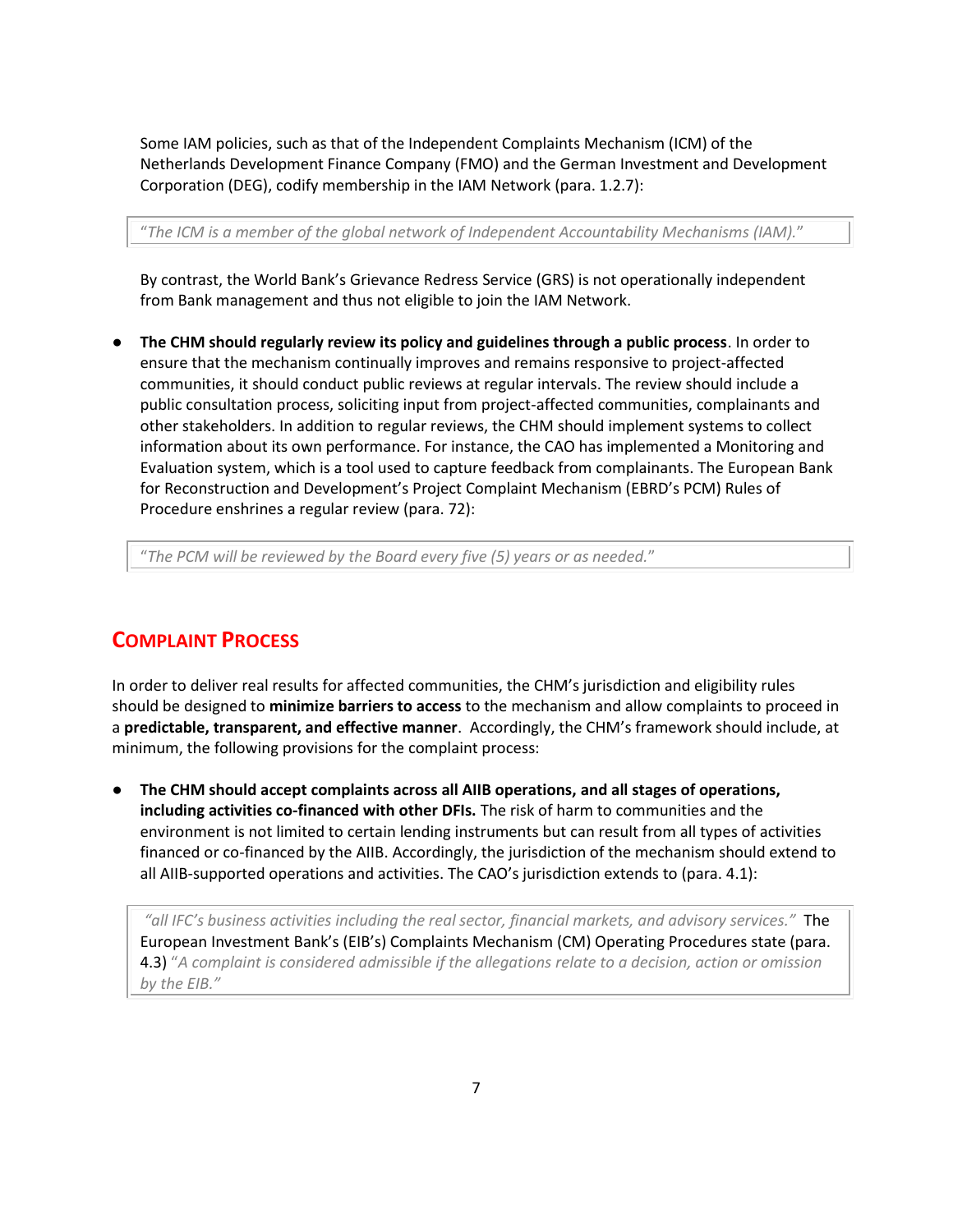Some IAM policies, such as that of the Independent Complaints Mechanism (ICM) of the Netherlands Development Finance Company (FMO) and the German Investment and Development Corporation (DEG), codify membership in the IAM Network (para. 1.2.7):

> *"The ICM is a member of the global network of Independent Accountability Mechanisms (IAM)."*

By contrast, the World Bank's Grievance Redress Service (GRS) is not operationally independent from Bank management and thus not eligible to join the IAM Network.

- **The CHM should regularly review its policy and guidelines through a public process**. In order to ensure that the mechanism continually improves and remains responsive to project-affected communities, it should conduct public reviews at regular intervals. The review should include a public consultation process, soliciting input from project-affected communities, complainants and other stakeholders. In addition to regular reviews, the CHM should implement systems to collect information about its own performance. For instance, the CAO has implemented a Monitoring and Evaluation system, which is a tool used to capture feedback from complainants. The European Bank for Reconstruction and Development's Project Complaint Mechanism (EBRD's PCM) Rules of Procedure enshrines a regular review (para. 72):

> *"The PCM will be reviewed by the Board every five (5) years or as needed."*

## Complaint Process

In order to deliver real results for affected communities, the CHM's jurisdiction and eligibility rules should be designed to **minimize barriers to access** to the mechanism and allow complaints to proceed in a **predictable, transparent, and effective manner**. Accordingly, the CHM's framework should include, at minimum, the following provisions for the complaint process:

- **The CHM should accept complaints across all AIIB operations, and all stages of operations, including activities co-financed with other DFIs.** The risk of harm to communities and the environment is not limited to certain lending instruments but can result from all types of activities financed or co-financed by the AIIB. Accordingly, the jurisdiction of the mechanism should extend to all AIIB-supported operations and activities. The CAO's jurisdiction extends to (para. 4.1):

> *"all IFC's business activities including the real sector, financial markets, and advisory services."* The European Investment Bank's (EIB's) Complaints Mechanism (CM) Operating Procedures state (para. 4.3) *"A complaint is considered admissible if the allegations relate to a decision, action or omission by the EIB."*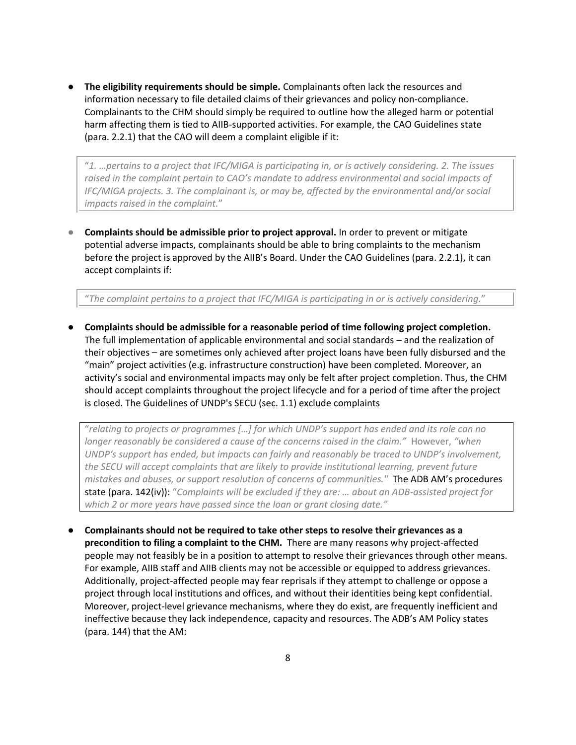- **The eligibility requirements should be simple.** Complainants often lack the resources and information necessary to file detailed claims of their grievances and policy non-compliance. Complainants to the CHM should simply be required to outline how the alleged harm or potential harm affecting them is tied to AIIB-supported activities. For example, the CAO Guidelines state (para. 2.2.1) that the CAO will deem a complaint eligible if it:

> "*1. …pertains to a project that IFC/MIGA is participating in, or is actively considering. 2. The issues raised in the complaint pertain to CAO's mandate to address environmental and social impacts of IFC/MIGA projects. 3. The complainant is, or may be, affected by the environmental and/or social impacts raised in the complaint.*"

- **Complaints should be admissible prior to project approval.** In order to prevent or mitigate potential adverse impacts, complainants should be able to bring complaints to the mechanism before the project is approved by the AIIB's Board. Under the CAO Guidelines (para. 2.2.1), it can accept complaints if:

> "*The complaint pertains to a project that IFC/MIGA is participating in or is actively considering.*"

- **Complaints should be admissible for a reasonable period of time following project completion.** The full implementation of applicable environmental and social standards – and the realization of their objectives – are sometimes only achieved after project loans have been fully disbursed and the "main" project activities (e.g. infrastructure construction) have been completed. Moreover, an activity's social and environmental impacts may only be felt after project completion. Thus, the CHM should accept complaints throughout the project lifecycle and for a period of time after the project is closed. The Guidelines of UNDP's SECU (sec. 1.1) exclude complaints

> "*relating to projects or programmes […] for which UNDP's support has ended and its role can no longer reasonably be considered a cause of the concerns raised in the claim.*" However, *"when UNDP's support has ended, but impacts can fairly and reasonably be traced to UNDP's involvement, the SECU will accept complaints that are likely to provide institutional learning, prevent future mistakes and abuses, or support resolution of concerns of communities."* The ADB AM's procedures state (para. 142(iv)): "*Complaints will be excluded if they are: … about an ADB-assisted project for which 2 or more years have passed since the loan or grant closing date.*"

- **Complainants should not be required to take other steps to resolve their grievances as a precondition to filing a complaint to the CHM.** There are many reasons why project-affected people may not feasibly be in a position to attempt to resolve their grievances through other means. For example, AIIB staff and AIIB clients may not be accessible or equipped to address grievances. Additionally, project-affected people may fear reprisals if they attempt to challenge or oppose a project through local institutions and offices, and without their identities being kept confidential. Moreover, project-level grievance mechanisms, where they do exist, are frequently inefficient and ineffective because they lack independence, capacity and resources. The ADB's AM Policy states (para. 144) that the AM: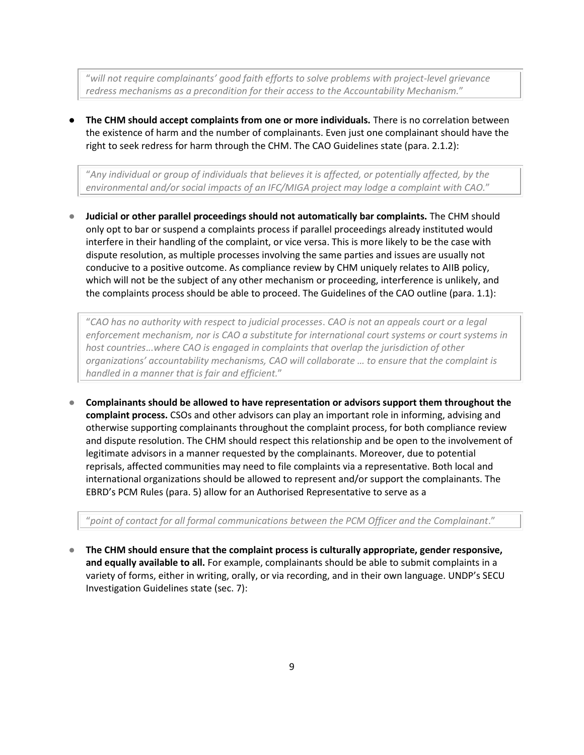> "*will not require complainants' good faith efforts to solve problems with project-level grievance redress mechanisms as a precondition for their access to the Accountability Mechanism.*"

- **The CHM should accept complaints from one or more individuals.** There is no correlation between the existence of harm and the number of complainants. Even just one complainant should have the right to seek redress for harm through the CHM. The CAO Guidelines state (para. 2.1.2):

> "*Any individual or group of individuals that believes it is affected, or potentially affected, by the environmental and/or social impacts of an IFC/MIGA project may lodge a complaint with CAO.*"

- **Judicial or other parallel proceedings should not automatically bar complaints.** The CHM should only opt to bar or suspend a complaints process if parallel proceedings already instituted would interfere in their handling of the complaint, or vice versa. This is more likely to be the case with dispute resolution, as multiple processes involving the same parties and issues are usually not conducive to a positive outcome. As compliance review by CHM uniquely relates to AIIB policy, which will not be the subject of any other mechanism or proceeding, interference is unlikely, and the complaints process should be able to proceed. The Guidelines of the CAO outline (para. 1.1):

> "*CAO has no authority with respect to judicial processes. CAO is not an appeals court or a legal enforcement mechanism, nor is CAO a substitute for international court systems or court systems in host countries…where CAO is engaged in complaints that overlap the jurisdiction of other organizations' accountability mechanisms, CAO will collaborate … to ensure that the complaint is handled in a manner that is fair and efficient.*"

- **Complainants should be allowed to have representation or advisors support them throughout the complaint process.** CSOs and other advisors can play an important role in informing, advising and otherwise supporting complainants throughout the complaint process, for both compliance review and dispute resolution. The CHM should respect this relationship and be open to the involvement of legitimate advisors in a manner requested by the complainants. Moreover, due to potential reprisals, affected communities may need to file complaints via a representative. Both local and international organizations should be allowed to represent and/or support the complainants. The EBRD's PCM Rules (para. 5) allow for an Authorised Representative to serve as a

> "*point of contact for all formal communications between the PCM Officer and the Complainant.*"

- **The CHM should ensure that the complaint process is culturally appropriate, gender responsive, and equally available to all.** For example, complainants should be able to submit complaints in a variety of forms, either in writing, orally, or via recording, and in their own language. UNDP's SECU Investigation Guidelines state (sec. 7):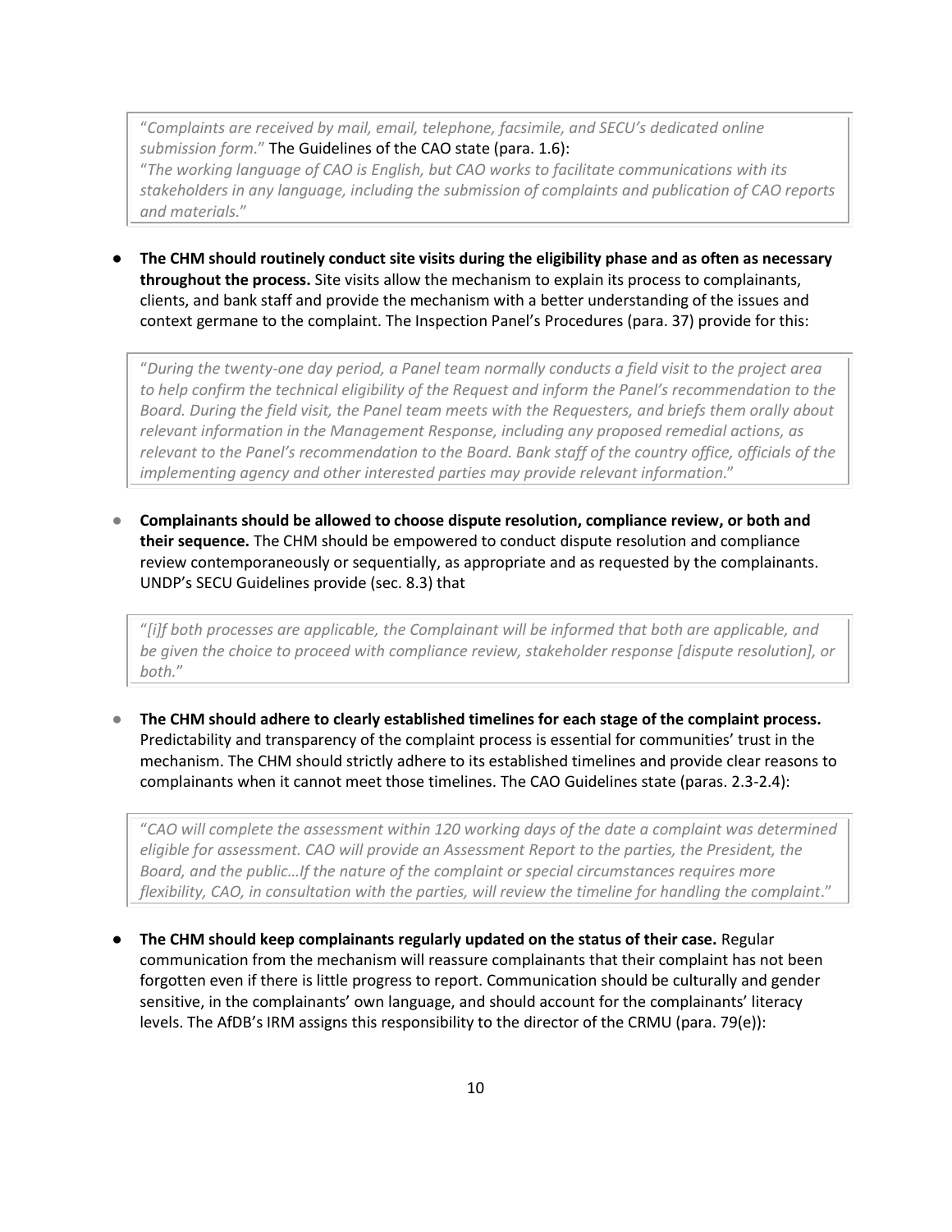> "*Complaints are received by mail, email, telephone, facsimile, and SECU's dedicated online submission form.*" The Guidelines of the CAO state (para. 1.6):
> "*The working language of CAO is English, but CAO works to facilitate communications with its stakeholders in any language, including the submission of complaints and publication of CAO reports and materials.*"

- **The CHM should routinely conduct site visits during the eligibility phase and as often as necessary throughout the process.** Site visits allow the mechanism to explain its process to complainants, clients, and bank staff and provide the mechanism with a better understanding of the issues and context germane to the complaint. The Inspection Panel's Procedures (para. 37) provide for this:

> "*During the twenty-one day period, a Panel team normally conducts a field visit to the project area to help confirm the technical eligibility of the Request and inform the Panel's recommendation to the Board. During the field visit, the Panel team meets with the Requesters, and briefs them orally about relevant information in the Management Response, including any proposed remedial actions, as relevant to the Panel's recommendation to the Board. Bank staff of the country office, officials of the implementing agency and other interested parties may provide relevant information.*"

- **Complainants should be allowed to choose dispute resolution, compliance review, or both and their sequence.** The CHM should be empowered to conduct dispute resolution and compliance review contemporaneously or sequentially, as appropriate and as requested by the complainants. UNDP's SECU Guidelines provide (sec. 8.3) that

> "*[i]f both processes are applicable, the Complainant will be informed that both are applicable, and be given the choice to proceed with compliance review, stakeholder response [dispute resolution], or both.*"

- **The CHM should adhere to clearly established timelines for each stage of the complaint process.** Predictability and transparency of the complaint process is essential for communities' trust in the mechanism. The CHM should strictly adhere to its established timelines and provide clear reasons to complainants when it cannot meet those timelines. The CAO Guidelines state (paras. 2.3-2.4):

> "*CAO will complete the assessment within 120 working days of the date a complaint was determined eligible for assessment. CAO will provide an Assessment Report to the parties, the President, the Board, and the public…If the nature of the complaint or special circumstances requires more flexibility, CAO, in consultation with the parties, will review the timeline for handling the complaint.*"

- **The CHM should keep complainants regularly updated on the status of their case.** Regular communication from the mechanism will reassure complainants that their complaint has not been forgotten even if there is little progress to report. Communication should be culturally and gender sensitive, in the complainants' own language, and should account for the complainants' literacy levels. The AfDB's IRM assigns this responsibility to the director of the CRMU (para. 79(e)):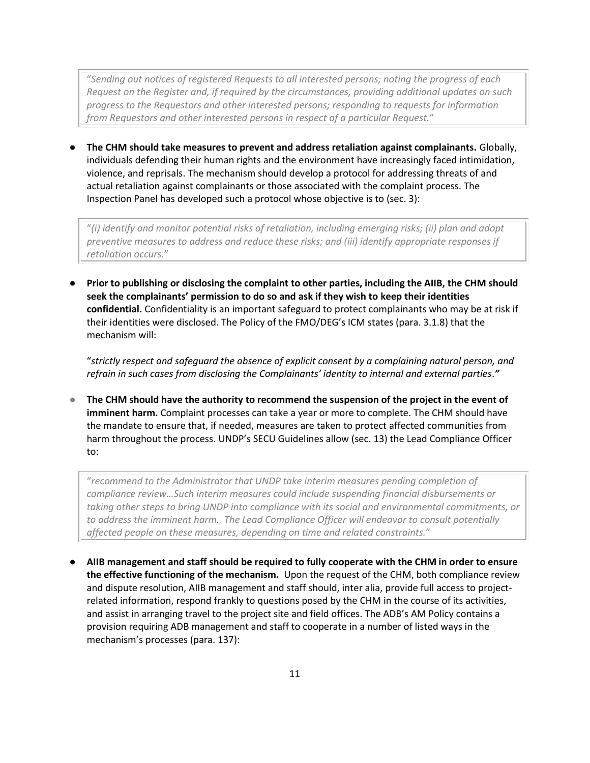> "*Sending out notices of registered Requests to all interested persons; noting the progress of each Request on the Register and, if required by the circumstances, providing additional updates on such progress to the Requestors and other interested persons; responding to requests for information from Requestors and other interested persons in respect of a particular Request.*"

- **The CHM should take measures to prevent and address retaliation against complainants.** Globally, individuals defending their human rights and the environment have increasingly faced intimidation, violence, and reprisals. The mechanism should develop a protocol for addressing threats of and actual retaliation against complainants or those associated with the complaint process. The Inspection Panel has developed such a protocol whose objective is to (sec. 3):

> "*(i) identify and monitor potential risks of retaliation, including emerging risks; (ii) plan and adopt preventive measures to address and reduce these risks; and (iii) identify appropriate responses if retaliation occurs.*"

- **Prior to publishing or disclosing the complaint to other parties, including the AIIB, the CHM should seek the complainants' permission to do so and ask if they wish to keep their identities confidential.** Confidentiality is an important safeguard to protect complainants who may be at risk if their identities were disclosed. The Policy of the FMO/DEG's ICM states (para. 3.1.8) that the mechanism will:

  "*strictly respect and safeguard the absence of explicit consent by a complaining natural person, and refrain in such cases from disclosing the Complainants' identity to internal and external parties.*"

- **The CHM should have the authority to recommend the suspension of the project in the event of imminent harm.** Complaint processes can take a year or more to complete. The CHM should have the mandate to ensure that, if needed, measures are taken to protect affected communities from harm throughout the process. UNDP's SECU Guidelines allow (sec. 13) the Lead Compliance Officer to:

> "*recommend to the Administrator that UNDP take interim measures pending completion of compliance review…Such interim measures could include suspending financial disbursements or taking other steps to bring UNDP into compliance with its social and environmental commitments, or to address the imminent harm. The Lead Compliance Officer will endeavor to consult potentially affected people on these measures, depending on time and related constraints.*"

- **AIIB management and staff should be required to fully cooperate with the CHM in order to ensure the effective functioning of the mechanism.** Upon the request of the CHM, both compliance review and dispute resolution, AIIB management and staff should, inter alia, provide full access to project-related information, respond frankly to questions posed by the CHM in the course of its activities, and assist in arranging travel to the project site and field offices. The ADB's AM Policy contains a provision requiring ADB management and staff to cooperate in a number of listed ways in the mechanism's processes (para. 137):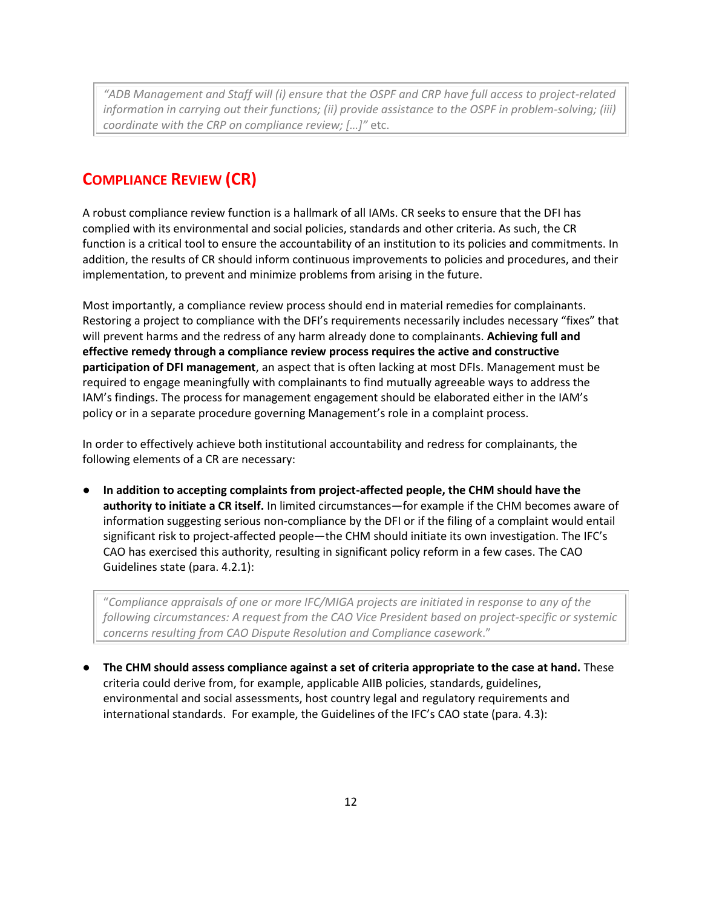> *"ADB Management and Staff will (i) ensure that the OSPF and CRP have full access to project-related information in carrying out their functions; (ii) provide assistance to the OSPF in problem-solving; (iii) coordinate with the CRP on compliance review; […]"* etc.

## COMPLIANCE REVIEW (CR)

A robust compliance review function is a hallmark of all IAMs. CR seeks to ensure that the DFI has complied with its environmental and social policies, standards and other criteria. As such, the CR function is a critical tool to ensure the accountability of an institution to its policies and commitments. In addition, the results of CR should inform continuous improvements to policies and procedures, and their implementation, to prevent and minimize problems from arising in the future.

Most importantly, a compliance review process should end in material remedies for complainants. Restoring a project to compliance with the DFI's requirements necessarily includes necessary "fixes" that will prevent harms and the redress of any harm already done to complainants. **Achieving full and effective remedy through a compliance review process requires the active and constructive participation of DFI management**, an aspect that is often lacking at most DFIs. Management must be required to engage meaningfully with complainants to find mutually agreeable ways to address the IAM's findings. The process for management engagement should be elaborated either in the IAM's policy or in a separate procedure governing Management's role in a complaint process.

In order to effectively achieve both institutional accountability and redress for complainants, the following elements of a CR are necessary:

- **In addition to accepting complaints from project-affected people, the CHM should have the authority to initiate a CR itself.** In limited circumstances—for example if the CHM becomes aware of information suggesting serious non-compliance by the DFI or if the filing of a complaint would entail significant risk to project-affected people—the CHM should initiate its own investigation. The IFC's CAO has exercised this authority, resulting in significant policy reform in a few cases. The CAO Guidelines state (para. 4.2.1):

> "*Compliance appraisals of one or more IFC/MIGA projects are initiated in response to any of the following circumstances: A request from the CAO Vice President based on project-specific or systemic concerns resulting from CAO Dispute Resolution and Compliance casework*."

- **The CHM should assess compliance against a set of criteria appropriate to the case at hand.** These criteria could derive from, for example, applicable AIIB policies, standards, guidelines, environmental and social assessments, host country legal and regulatory requirements and international standards. For example, the Guidelines of the IFC's CAO state (para. 4.3):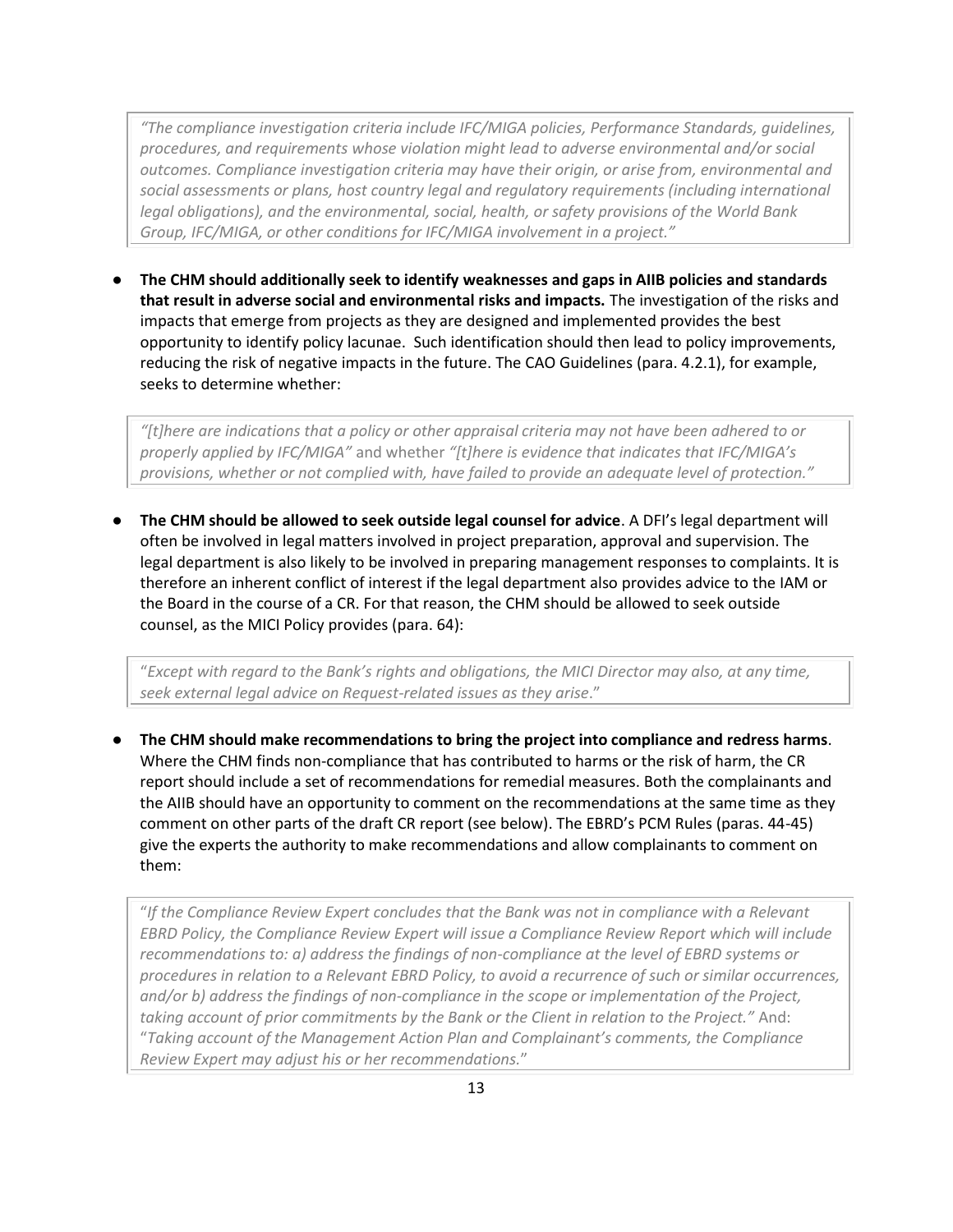> *"The compliance investigation criteria include IFC/MIGA policies, Performance Standards, guidelines, procedures, and requirements whose violation might lead to adverse environmental and/or social outcomes. Compliance investigation criteria may have their origin, or arise from, environmental and social assessments or plans, host country legal and regulatory requirements (including international legal obligations), and the environmental, social, health, or safety provisions of the World Bank Group, IFC/MIGA, or other conditions for IFC/MIGA involvement in a project."*

- **The CHM should additionally seek to identify weaknesses and gaps in AIIB policies and standards that result in adverse social and environmental risks and impacts.** The investigation of the risks and impacts that emerge from projects as they are designed and implemented provides the best opportunity to identify policy lacunae. Such identification should then lead to policy improvements, reducing the risk of negative impacts in the future. The CAO Guidelines (para. 4.2.1), for example, seeks to determine whether:

> *"[t]here are indications that a policy or other appraisal criteria may not have been adhered to or properly applied by IFC/MIGA"* and whether *"[t]here is evidence that indicates that IFC/MIGA's provisions, whether or not complied with, have failed to provide an adequate level of protection."*

- **The CHM should be allowed to seek outside legal counsel for advice**. A DFI's legal department will often be involved in legal matters involved in project preparation, approval and supervision. The legal department is also likely to be involved in preparing management responses to complaints. It is therefore an inherent conflict of interest if the legal department also provides advice to the IAM or the Board in the course of a CR. For that reason, the CHM should be allowed to seek outside counsel, as the MICI Policy provides (para. 64):

> "*Except with regard to the Bank's rights and obligations, the MICI Director may also, at any time, seek external legal advice on Request-related issues as they arise*."

- **The CHM should make recommendations to bring the project into compliance and redress harms**. Where the CHM finds non-compliance that has contributed to harms or the risk of harm, the CR report should include a set of recommendations for remedial measures. Both the complainants and the AIIB should have an opportunity to comment on the recommendations at the same time as they comment on other parts of the draft CR report (see below). The EBRD's PCM Rules (paras. 44-45) give the experts the authority to make recommendations and allow complainants to comment on them:

> "*If the Compliance Review Expert concludes that the Bank was not in compliance with a Relevant EBRD Policy, the Compliance Review Expert will issue a Compliance Review Report which will include recommendations to: a) address the findings of non-compliance at the level of EBRD systems or procedures in relation to a Relevant EBRD Policy, to avoid a recurrence of such or similar occurrences, and/or b) address the findings of non-compliance in the scope or implementation of the Project, taking account of prior commitments by the Bank or the Client in relation to the Project."* And: "*Taking account of the Management Action Plan and Complainant's comments, the Compliance Review Expert may adjust his or her recommendations.*"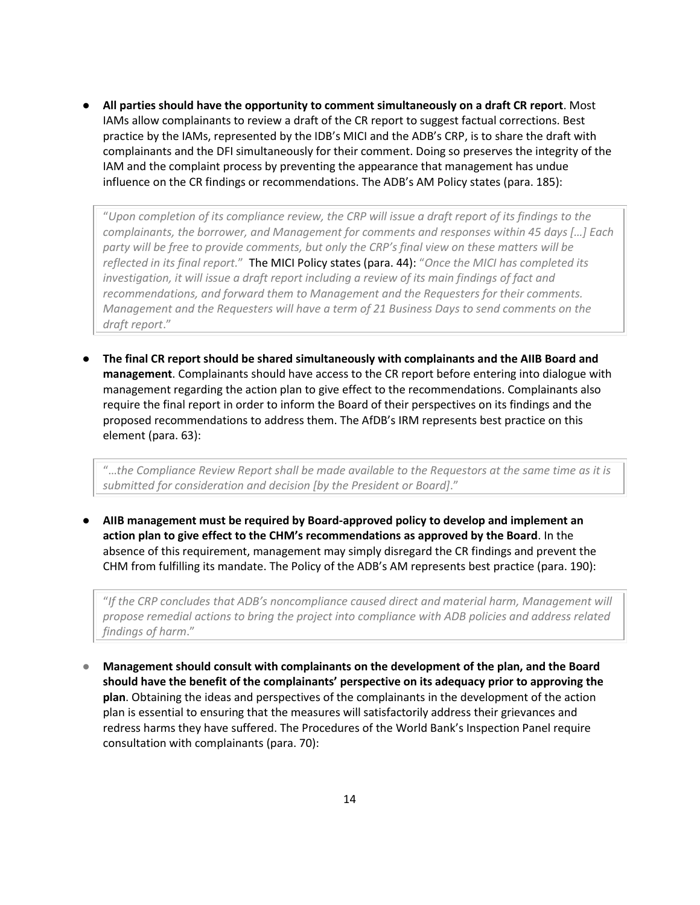- **All parties should have the opportunity to comment simultaneously on a draft CR report**. Most IAMs allow complainants to review a draft of the CR report to suggest factual corrections. Best practice by the IAMs, represented by the IDB's MICI and the ADB's CRP, is to share the draft with complainants and the DFI simultaneously for their comment. Doing so preserves the integrity of the IAM and the complaint process by preventing the appearance that management has undue influence on the CR findings or recommendations. The ADB's AM Policy states (para. 185):

> "*Upon completion of its compliance review, the CRP will issue a draft report of its findings to the complainants, the borrower, and Management for comments and responses within 45 days […] Each party will be free to provide comments, but only the CRP's final view on these matters will be reflected in its final report.*" The MICI Policy states (para. 44): "*Once the MICI has completed its investigation, it will issue a draft report including a review of its main findings of fact and recommendations, and forward them to Management and the Requesters for their comments. Management and the Requesters will have a term of 21 Business Days to send comments on the draft report*."

- **The final CR report should be shared simultaneously with complainants and the AIIB Board and management**. Complainants should have access to the CR report before entering into dialogue with management regarding the action plan to give effect to the recommendations. Complainants also require the final report in order to inform the Board of their perspectives on its findings and the proposed recommendations to address them. The AfDB's IRM represents best practice on this element (para. 63):

> "*…the Compliance Review Report shall be made available to the Requestors at the same time as it is submitted for consideration and decision [by the President or Board]*."

- **AIIB management must be required by Board-approved policy to develop and implement an action plan to give effect to the CHM's recommendations as approved by the Board**. In the absence of this requirement, management may simply disregard the CR findings and prevent the CHM from fulfilling its mandate. The Policy of the ADB's AM represents best practice (para. 190):

> "*If the CRP concludes that ADB's noncompliance caused direct and material harm, Management will propose remedial actions to bring the project into compliance with ADB policies and address related findings of harm*."

- **Management should consult with complainants on the development of the plan, and the Board should have the benefit of the complainants' perspective on its adequacy prior to approving the plan**. Obtaining the ideas and perspectives of the complainants in the development of the action plan is essential to ensuring that the measures will satisfactorily address their grievances and redress harms they have suffered. The Procedures of the World Bank's Inspection Panel require consultation with complainants (para. 70):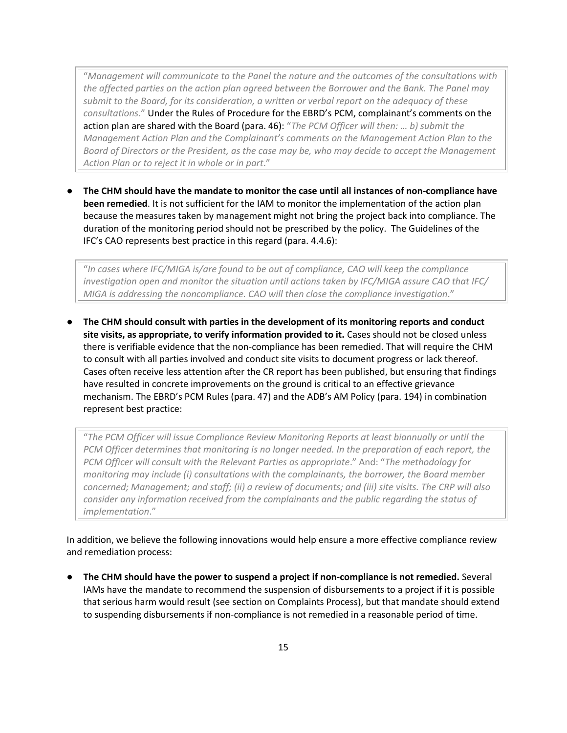> "*Management will communicate to the Panel the nature and the outcomes of the consultations with the affected parties on the action plan agreed between the Borrower and the Bank. The Panel may submit to the Board, for its consideration, a written or verbal report on the adequacy of these consultations*." Under the Rules of Procedure for the EBRD's PCM, complainant's comments on the action plan are shared with the Board (para. 46): "*The PCM Officer will then: … b) submit the Management Action Plan and the Complainant's comments on the Management Action Plan to the Board of Directors or the President, as the case may be, who may decide to accept the Management Action Plan or to reject it in whole or in part*."

- **The CHM should have the mandate to monitor the case until all instances of non-compliance have been remedied**. It is not sufficient for the IAM to monitor the implementation of the action plan because the measures taken by management might not bring the project back into compliance. The duration of the monitoring period should not be prescribed by the policy. The Guidelines of the IFC's CAO represents best practice in this regard (para. 4.4.6):

> "*In cases where IFC/MIGA is/are found to be out of compliance, CAO will keep the compliance investigation open and monitor the situation until actions taken by IFC/MIGA assure CAO that IFC/MIGA is addressing the noncompliance. CAO will then close the compliance investigation*."

- **The CHM should consult with parties in the development of its monitoring reports and conduct site visits, as appropriate, to verify information provided to it.** Cases should not be closed unless there is verifiable evidence that the non-compliance has been remedied. That will require the CHM to consult with all parties involved and conduct site visits to document progress or lack thereof. Cases often receive less attention after the CR report has been published, but ensuring that findings have resulted in concrete improvements on the ground is critical to an effective grievance mechanism. The EBRD's PCM Rules (para. 47) and the ADB's AM Policy (para. 194) in combination represent best practice:

> "*The PCM Officer will issue Compliance Review Monitoring Reports at least biannually or until the PCM Officer determines that monitoring is no longer needed. In the preparation of each report, the PCM Officer will consult with the Relevant Parties as appropriate*." And: "*The methodology for monitoring may include (i) consultations with the complainants, the borrower, the Board member concerned; Management; and staff; (ii) a review of documents; and (iii) site visits. The CRP will also consider any information received from the complainants and the public regarding the status of implementation*."

In addition, we believe the following innovations would help ensure a more effective compliance review and remediation process:

- **The CHM should have the power to suspend a project if non-compliance is not remedied.** Several IAMs have the mandate to recommend the suspension of disbursements to a project if it is possible that serious harm would result (see section on Complaints Process), but that mandate should extend to suspending disbursements if non-compliance is not remedied in a reasonable period of time.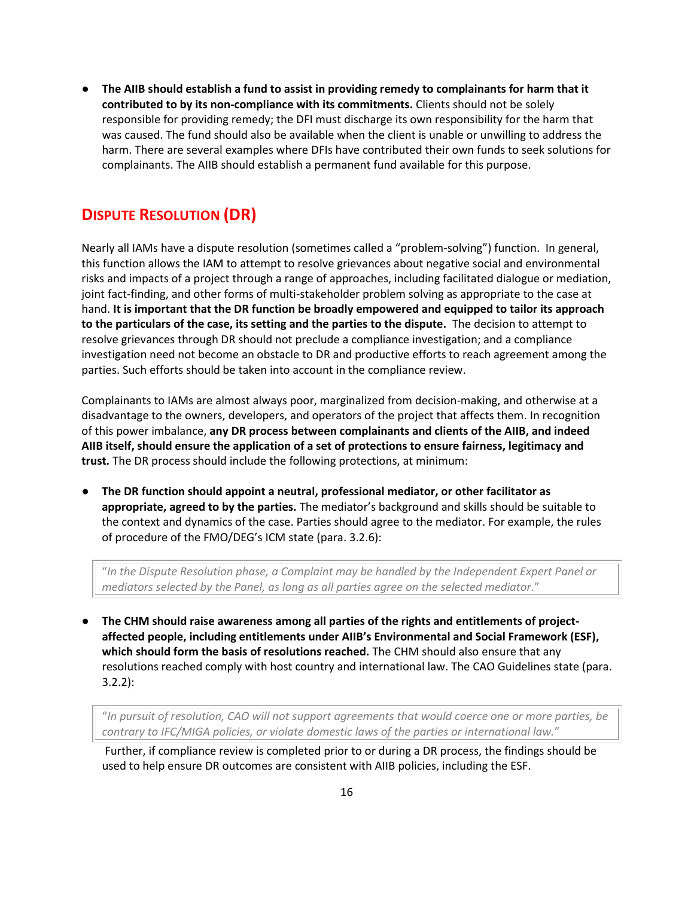- **The AIIB should establish a fund to assist in providing remedy to complainants for harm that it contributed to by its non-compliance with its commitments.** Clients should not be solely responsible for providing remedy; the DFI must discharge its own responsibility for the harm that was caused. The fund should also be available when the client is unable or unwilling to address the harm. There are several examples where DFIs have contributed their own funds to seek solutions for complainants. The AIIB should establish a permanent fund available for this purpose.

## DISPUTE RESOLUTION (DR)

Nearly all IAMs have a dispute resolution (sometimes called a "problem-solving") function. In general, this function allows the IAM to attempt to resolve grievances about negative social and environmental risks and impacts of a project through a range of approaches, including facilitated dialogue or mediation, joint fact-finding, and other forms of multi-stakeholder problem solving as appropriate to the case at hand. **It is important that the DR function be broadly empowered and equipped to tailor its approach to the particulars of the case, its setting and the parties to the dispute.** The decision to attempt to resolve grievances through DR should not preclude a compliance investigation; and a compliance investigation need not become an obstacle to DR and productive efforts to reach agreement among the parties. Such efforts should be taken into account in the compliance review.

Complainants to IAMs are almost always poor, marginalized from decision-making, and otherwise at a disadvantage to the owners, developers, and operators of the project that affects them. In recognition of this power imbalance, **any DR process between complainants and clients of the AIIB, and indeed AIIB itself, should ensure the application of a set of protections to ensure fairness, legitimacy and trust.** The DR process should include the following protections, at minimum:

- **The DR function should appoint a neutral, professional mediator, or other facilitator as appropriate, agreed to by the parties.** The mediator's background and skills should be suitable to the context and dynamics of the case. Parties should agree to the mediator. For example, the rules of procedure of the FMO/DEG's ICM state (para. 3.2.6):

  > "*In the Dispute Resolution phase, a Complaint may be handled by the Independent Expert Panel or mediators selected by the Panel, as long as all parties agree on the selected mediator.*"

- **The CHM should raise awareness among all parties of the rights and entitlements of project-affected people, including entitlements under AIIB's Environmental and Social Framework (ESF), which should form the basis of resolutions reached.** The CHM should also ensure that any resolutions reached comply with host country and international law. The CAO Guidelines state (para. 3.2.2):

  > "*In pursuit of resolution, CAO will not support agreements that would coerce one or more parties, be contrary to IFC/MIGA policies, or violate domestic laws of the parties or international law.*"

  Further, if compliance review is completed prior to or during a DR process, the findings should be used to help ensure DR outcomes are consistent with AIIB policies, including the ESF.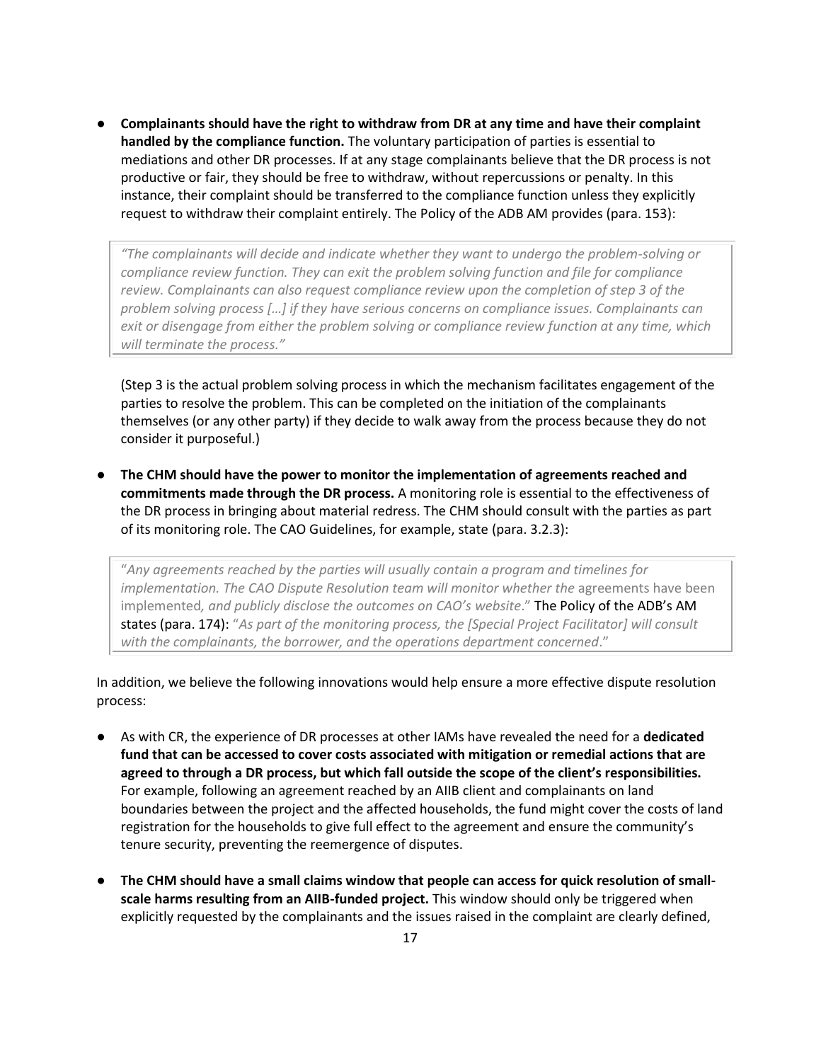- **Complainants should have the right to withdraw from DR at any time and have their complaint handled by the compliance function.** The voluntary participation of parties is essential to mediations and other DR processes. If at any stage complainants believe that the DR process is not productive or fair, they should be free to withdraw, without repercussions or penalty. In this instance, their complaint should be transferred to the compliance function unless they explicitly request to withdraw their complaint entirely. The Policy of the ADB AM provides (para. 153):

  > *"The complainants will decide and indicate whether they want to undergo the problem-solving or compliance review function. They can exit the problem solving function and file for compliance review. Complainants can also request compliance review upon the completion of step 3 of the problem solving process […] if they have serious concerns on compliance issues. Complainants can exit or disengage from either the problem solving or compliance review function at any time, which will terminate the process."*

  (Step 3 is the actual problem solving process in which the mechanism facilitates engagement of the parties to resolve the problem. This can be completed on the initiation of the complainants themselves (or any other party) if they decide to walk away from the process because they do not consider it purposeful.)

- **The CHM should have the power to monitor the implementation of agreements reached and commitments made through the DR process.** A monitoring role is essential to the effectiveness of the DR process in bringing about material redress. The CHM should consult with the parties as part of its monitoring role. The CAO Guidelines, for example, state (para. 3.2.3):

  > "*Any agreements reached by the parties will usually contain a program and timelines for implementation. The CAO Dispute Resolution team will monitor whether the* agreements have been implemented*, and publicly disclose the outcomes on CAO's website*." The Policy of the ADB's AM states (para. 174): "*As part of the monitoring process, the [Special Project Facilitator] will consult with the complainants, the borrower, and the operations department concerned*."

In addition, we believe the following innovations would help ensure a more effective dispute resolution process:

- As with CR, the experience of DR processes at other IAMs have revealed the need for a **dedicated fund that can be accessed to cover costs associated with mitigation or remedial actions that are agreed to through a DR process, but which fall outside the scope of the client's responsibilities.** For example, following an agreement reached by an AIIB client and complainants on land boundaries between the project and the affected households, the fund might cover the costs of land registration for the households to give full effect to the agreement and ensure the community's tenure security, preventing the reemergence of disputes.

- **The CHM should have a small claims window that people can access for quick resolution of small-scale harms resulting from an AIIB-funded project.** This window should only be triggered when explicitly requested by the complainants and the issues raised in the complaint are clearly defined,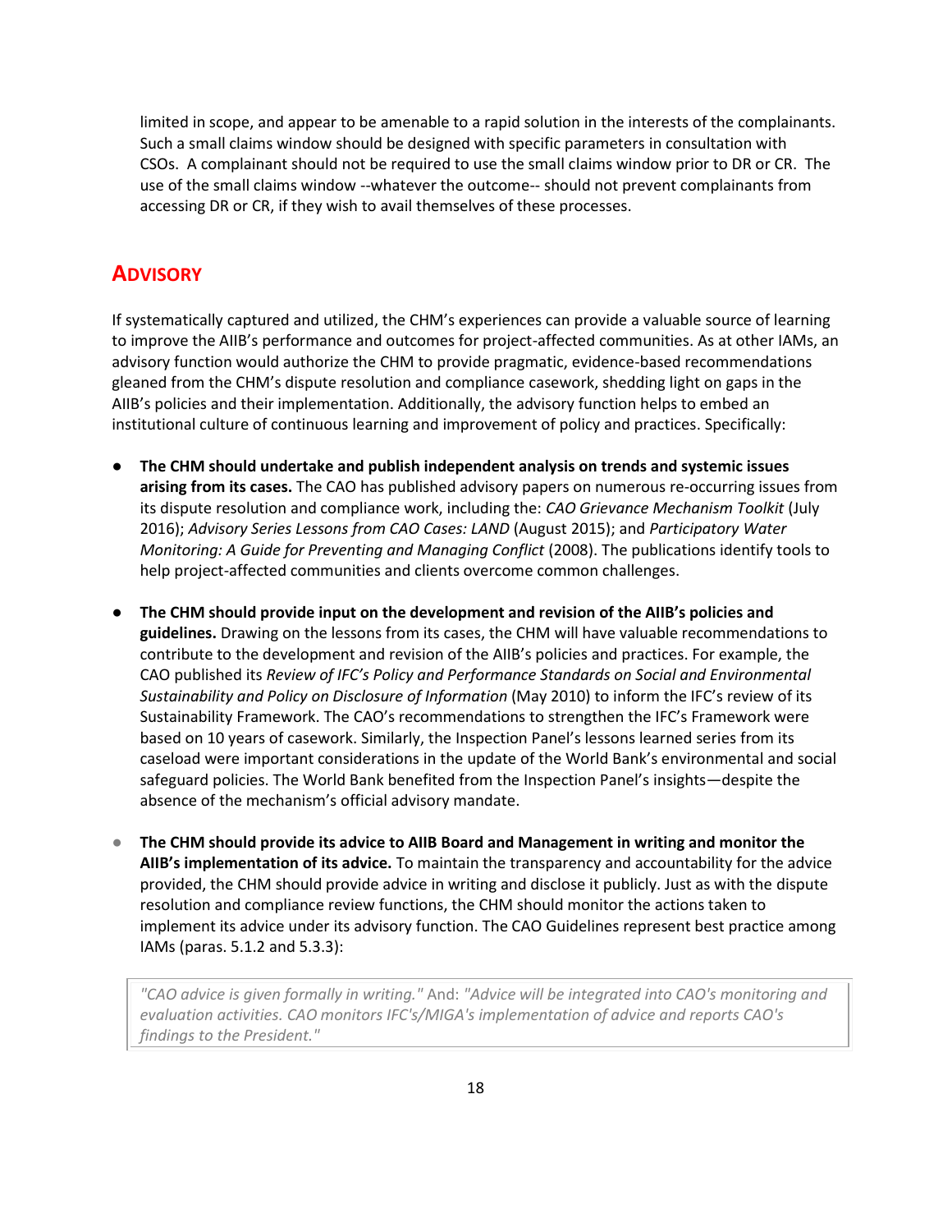limited in scope, and appear to be amenable to a rapid solution in the interests of the complainants. Such a small claims window should be designed with specific parameters in consultation with CSOs. A complainant should not be required to use the small claims window prior to DR or CR. The use of the small claims window --whatever the outcome-- should not prevent complainants from accessing DR or CR, if they wish to avail themselves of these processes.

## ADVISORY

If systematically captured and utilized, the CHM's experiences can provide a valuable source of learning to improve the AIIB's performance and outcomes for project-affected communities. As at other IAMs, an advisory function would authorize the CHM to provide pragmatic, evidence-based recommendations gleaned from the CHM's dispute resolution and compliance casework, shedding light on gaps in the AIIB's policies and their implementation. Additionally, the advisory function helps to embed an institutional culture of continuous learning and improvement of policy and practices. Specifically:

- **The CHM should undertake and publish independent analysis on trends and systemic issues arising from its cases.** The CAO has published advisory papers on numerous re-occurring issues from its dispute resolution and compliance work, including the: *CAO Grievance Mechanism Toolkit* (July 2016); *Advisory Series Lessons from CAO Cases: LAND* (August 2015); and *Participatory Water Monitoring: A Guide for Preventing and Managing Conflict* (2008). The publications identify tools to help project-affected communities and clients overcome common challenges.

- **The CHM should provide input on the development and revision of the AIIB's policies and guidelines.** Drawing on the lessons from its cases, the CHM will have valuable recommendations to contribute to the development and revision of the AIIB's policies and practices. For example, the CAO published its *Review of IFC's Policy and Performance Standards on Social and Environmental Sustainability and Policy on Disclosure of Information* (May 2010) to inform the IFC's review of its Sustainability Framework. The CAO's recommendations to strengthen the IFC's Framework were based on 10 years of casework. Similarly, the Inspection Panel's lessons learned series from its caseload were important considerations in the update of the World Bank's environmental and social safeguard policies. The World Bank benefited from the Inspection Panel's insights—despite the absence of the mechanism's official advisory mandate.

- **The CHM should provide its advice to AIIB Board and Management in writing and monitor the AIIB's implementation of its advice.** To maintain the transparency and accountability for the advice provided, the CHM should provide advice in writing and disclose it publicly. Just as with the dispute resolution and compliance review functions, the CHM should monitor the actions taken to implement its advice under its advisory function. The CAO Guidelines represent best practice among IAMs (paras. 5.1.2 and 5.3.3):

> *"CAO advice is given formally in writing."* And: *"Advice will be integrated into CAO's monitoring and evaluation activities. CAO monitors IFC's/MIGA's implementation of advice and reports CAO's findings to the President."*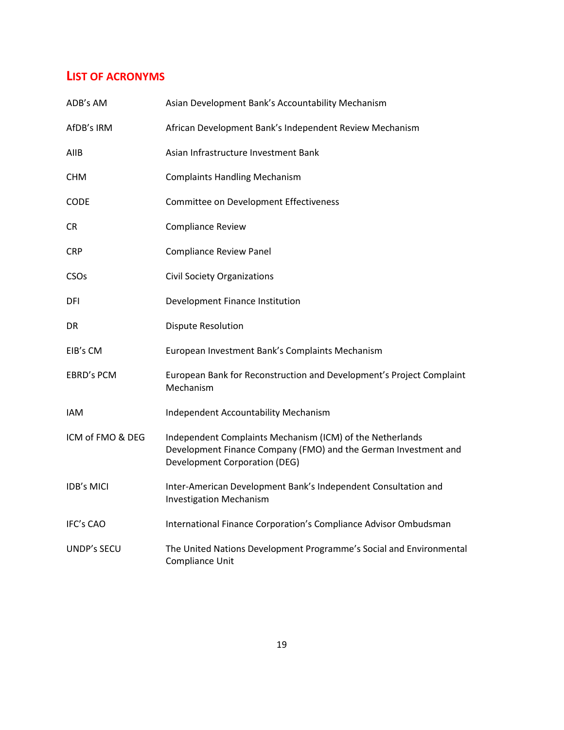## List of Acronyms

| | |
|---|---|
| ADB's AM | Asian Development Bank's Accountability Mechanism |
| AfDB's IRM | African Development Bank's Independent Review Mechanism |
| AIIB | Asian Infrastructure Investment Bank |
| CHM | Complaints Handling Mechanism |
| CODE | Committee on Development Effectiveness |
| CR | Compliance Review |
| CRP | Compliance Review Panel |
| CSOs | Civil Society Organizations |
| DFI | Development Finance Institution |
| DR | Dispute Resolution |
| EIB's CM | European Investment Bank's Complaints Mechanism |
| EBRD's PCM | European Bank for Reconstruction and Development's Project Complaint Mechanism |
| IAM | Independent Accountability Mechanism |
| ICM of FMO & DEG | Independent Complaints Mechanism (ICM) of the Netherlands Development Finance Company (FMO) and the German Investment and Development Corporation (DEG) |
| IDB's MICI | Inter-American Development Bank's Independent Consultation and Investigation Mechanism |
| IFC's CAO | International Finance Corporation's Compliance Advisor Ombudsman |
| UNDP's SECU | The United Nations Development Programme's Social and Environmental Compliance Unit |